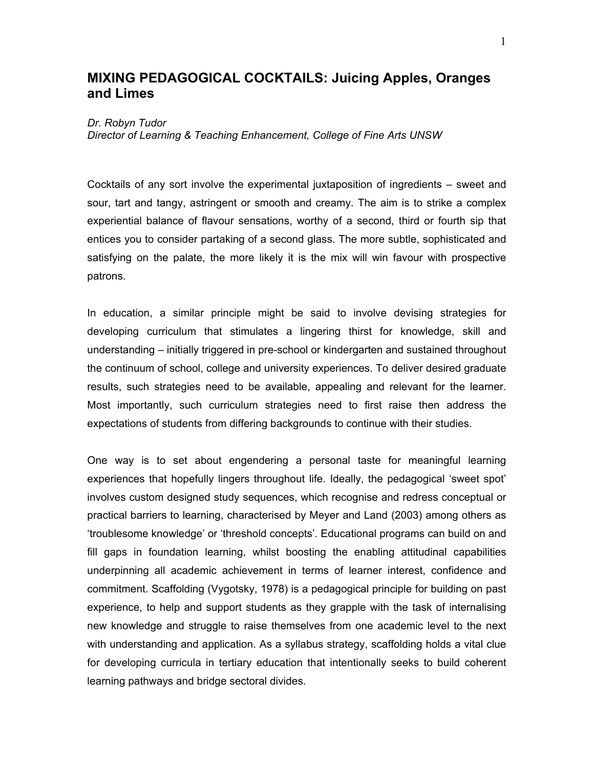# MIXING PEDAGOGICAL COCKTAILS: Juicing Apples, Oranges and Limes

*Dr. Robyn Tudor*
*Director of Learning & Teaching Enhancement, College of Fine Arts UNSW*

Cocktails of any sort involve the experimental juxtaposition of ingredients – sweet and sour, tart and tangy, astringent or smooth and creamy. The aim is to strike a complex experiential balance of flavour sensations, worthy of a second, third or fourth sip that entices you to consider partaking of a second glass. The more subtle, sophisticated and satisfying on the palate, the more likely it is the mix will win favour with prospective patrons.

In education, a similar principle might be said to involve devising strategies for developing curriculum that stimulates a lingering thirst for knowledge, skill and understanding – initially triggered in pre-school or kindergarten and sustained throughout the continuum of school, college and university experiences. To deliver desired graduate results, such strategies need to be available, appealing and relevant for the learner. Most importantly, such curriculum strategies need to first raise then address the expectations of students from differing backgrounds to continue with their studies.

One way is to set about engendering a personal taste for meaningful learning experiences that hopefully lingers throughout life. Ideally, the pedagogical 'sweet spot' involves custom designed study sequences, which recognise and redress conceptual or practical barriers to learning, characterised by Meyer and Land (2003) among others as 'troublesome knowledge' or 'threshold concepts'. Educational programs can build on and fill gaps in foundation learning, whilst boosting the enabling attitudinal capabilities underpinning all academic achievement in terms of learner interest, confidence and commitment. Scaffolding (Vygotsky, 1978) is a pedagogical principle for building on past experience, to help and support students as they grapple with the task of internalising new knowledge and struggle to raise themselves from one academic level to the next with understanding and application. As a syllabus strategy, scaffolding holds a vital clue for developing curricula in tertiary education that intentionally seeks to build coherent learning pathways and bridge sectoral divides.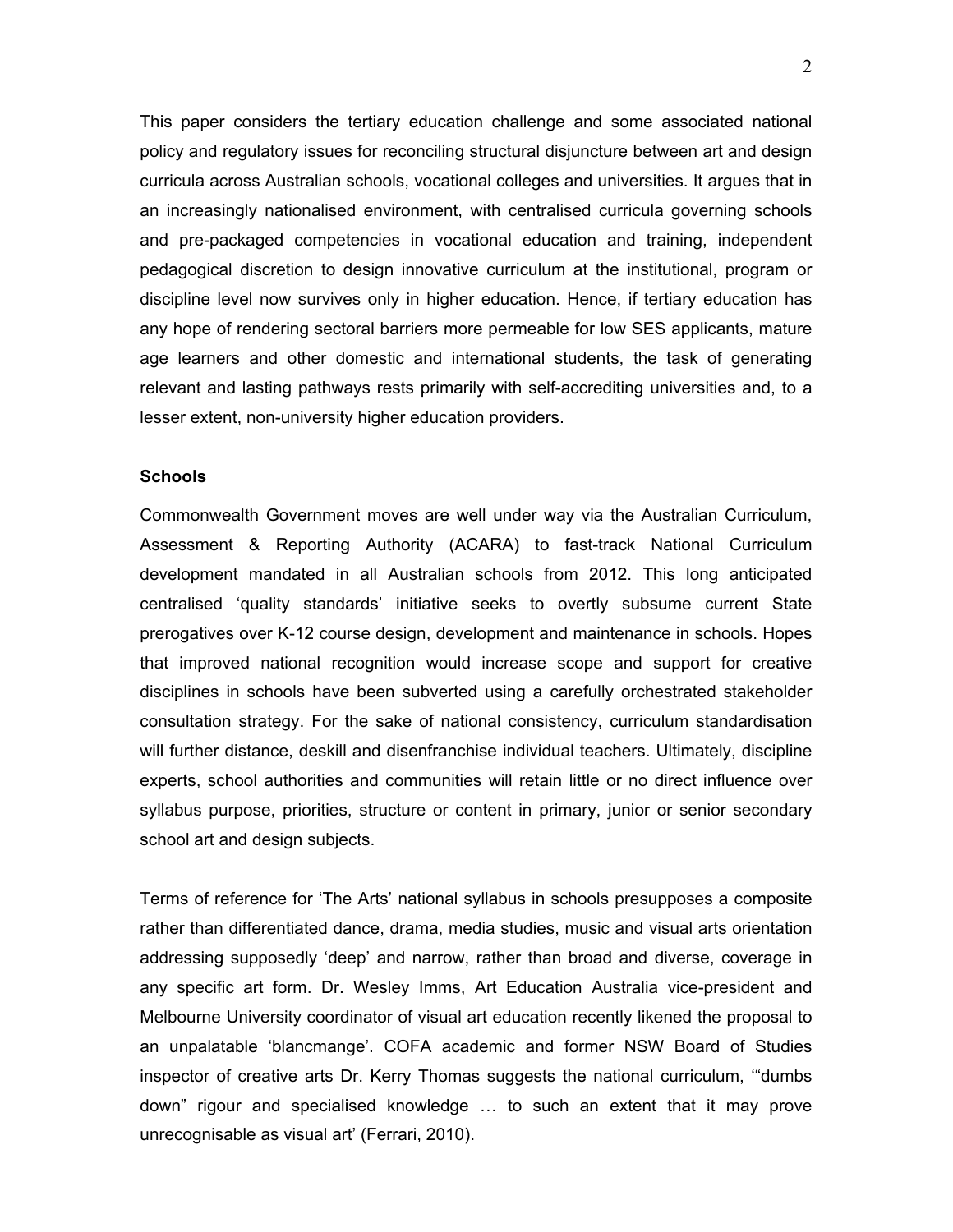This paper considers the tertiary education challenge and some associated national policy and regulatory issues for reconciling structural disjuncture between art and design curricula across Australian schools, vocational colleges and universities. It argues that in an increasingly nationalised environment, with centralised curricula governing schools and pre-packaged competencies in vocational education and training, independent pedagogical discretion to design innovative curriculum at the institutional, program or discipline level now survives only in higher education. Hence, if tertiary education has any hope of rendering sectoral barriers more permeable for low SES applicants, mature age learners and other domestic and international students, the task of generating relevant and lasting pathways rests primarily with self-accrediting universities and, to a lesser extent, non-university higher education providers.

**Schools**

Commonwealth Government moves are well under way via the Australian Curriculum, Assessment & Reporting Authority (ACARA) to fast-track National Curriculum development mandated in all Australian schools from 2012. This long anticipated centralised 'quality standards' initiative seeks to overtly subsume current State prerogatives over K-12 course design, development and maintenance in schools. Hopes that improved national recognition would increase scope and support for creative disciplines in schools have been subverted using a carefully orchestrated stakeholder consultation strategy. For the sake of national consistency, curriculum standardisation will further distance, deskill and disenfranchise individual teachers. Ultimately, discipline experts, school authorities and communities will retain little or no direct influence over syllabus purpose, priorities, structure or content in primary, junior or senior secondary school art and design subjects.

Terms of reference for 'The Arts' national syllabus in schools presupposes a composite rather than differentiated dance, drama, media studies, music and visual arts orientation addressing supposedly 'deep' and narrow, rather than broad and diverse, coverage in any specific art form. Dr. Wesley Imms, Art Education Australia vice-president and Melbourne University coordinator of visual art education recently likened the proposal to an unpalatable 'blancmange'. COFA academic and former NSW Board of Studies inspector of creative arts Dr. Kerry Thomas suggests the national curriculum, '"dumbs down" rigour and specialised knowledge … to such an extent that it may prove unrecognisable as visual art' (Ferrari, 2010).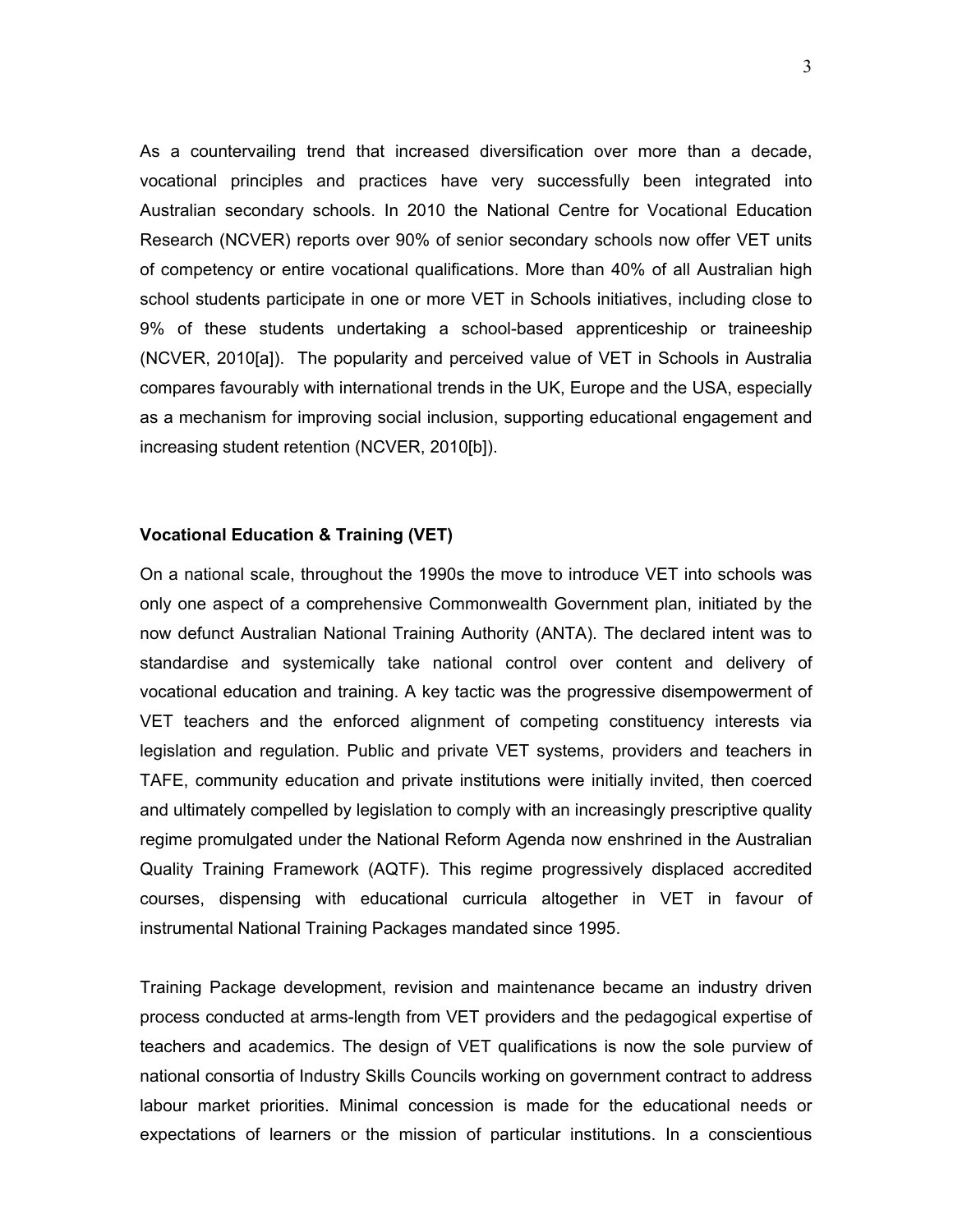As a countervailing trend that increased diversification over more than a decade, vocational principles and practices have very successfully been integrated into Australian secondary schools. In 2010 the National Centre for Vocational Education Research (NCVER) reports over 90% of senior secondary schools now offer VET units of competency or entire vocational qualifications. More than 40% of all Australian high school students participate in one or more VET in Schools initiatives, including close to 9% of these students undertaking a school-based apprenticeship or traineeship (NCVER, 2010[a]). The popularity and perceived value of VET in Schools in Australia compares favourably with international trends in the UK, Europe and the USA, especially as a mechanism for improving social inclusion, supporting educational engagement and increasing student retention (NCVER, 2010[b]).

**Vocational Education & Training (VET)**

On a national scale, throughout the 1990s the move to introduce VET into schools was only one aspect of a comprehensive Commonwealth Government plan, initiated by the now defunct Australian National Training Authority (ANTA). The declared intent was to standardise and systemically take national control over content and delivery of vocational education and training. A key tactic was the progressive disempowerment of VET teachers and the enforced alignment of competing constituency interests via legislation and regulation. Public and private VET systems, providers and teachers in TAFE, community education and private institutions were initially invited, then coerced and ultimately compelled by legislation to comply with an increasingly prescriptive quality regime promulgated under the National Reform Agenda now enshrined in the Australian Quality Training Framework (AQTF). This regime progressively displaced accredited courses, dispensing with educational curricula altogether in VET in favour of instrumental National Training Packages mandated since 1995.

Training Package development, revision and maintenance became an industry driven process conducted at arms-length from VET providers and the pedagogical expertise of teachers and academics. The design of VET qualifications is now the sole purview of national consortia of Industry Skills Councils working on government contract to address labour market priorities. Minimal concession is made for the educational needs or expectations of learners or the mission of particular institutions. In a conscientious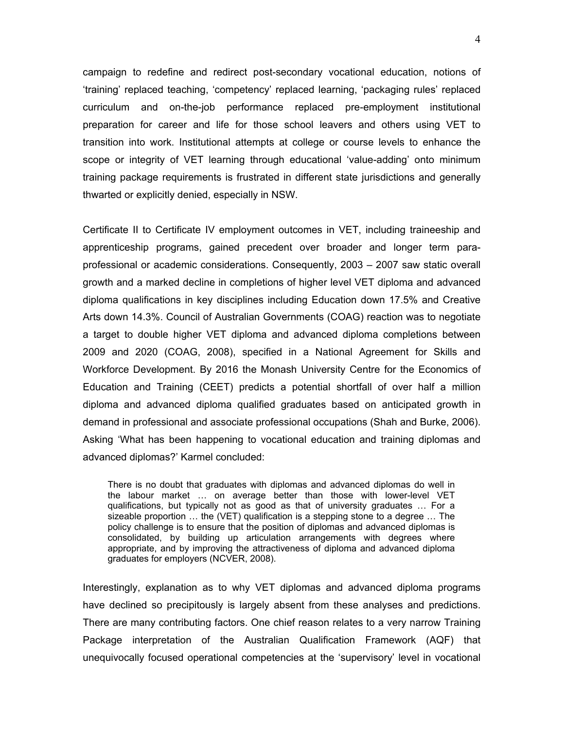campaign to redefine and redirect post-secondary vocational education, notions of 'training' replaced teaching, 'competency' replaced learning, 'packaging rules' replaced curriculum and on-the-job performance replaced pre-employment institutional preparation for career and life for those school leavers and others using VET to transition into work. Institutional attempts at college or course levels to enhance the scope or integrity of VET learning through educational 'value-adding' onto minimum training package requirements is frustrated in different state jurisdictions and generally thwarted or explicitly denied, especially in NSW.

Certificate II to Certificate IV employment outcomes in VET, including traineeship and apprenticeship programs, gained precedent over broader and longer term para-professional or academic considerations. Consequently, 2003 – 2007 saw static overall growth and a marked decline in completions of higher level VET diploma and advanced diploma qualifications in key disciplines including Education down 17.5% and Creative Arts down 14.3%. Council of Australian Governments (COAG) reaction was to negotiate a target to double higher VET diploma and advanced diploma completions between 2009 and 2020 (COAG, 2008), specified in a National Agreement for Skills and Workforce Development. By 2016 the Monash University Centre for the Economics of Education and Training (CEET) predicts a potential shortfall of over half a million diploma and advanced diploma qualified graduates based on anticipated growth in demand in professional and associate professional occupations (Shah and Burke, 2006). Asking 'What has been happening to vocational education and training diplomas and advanced diplomas?' Karmel concluded:

> There is no doubt that graduates with diplomas and advanced diplomas do well in the labour market … on average better than those with lower-level VET qualifications, but typically not as good as that of university graduates … For a sizeable proportion … the (VET) qualification is a stepping stone to a degree … The policy challenge is to ensure that the position of diplomas and advanced diplomas is consolidated, by building up articulation arrangements with degrees where appropriate, and by improving the attractiveness of diploma and advanced diploma graduates for employers (NCVER, 2008).

Interestingly, explanation as to why VET diplomas and advanced diploma programs have declined so precipitously is largely absent from these analyses and predictions. There are many contributing factors. One chief reason relates to a very narrow Training Package interpretation of the Australian Qualification Framework (AQF) that unequivocally focused operational competencies at the 'supervisory' level in vocational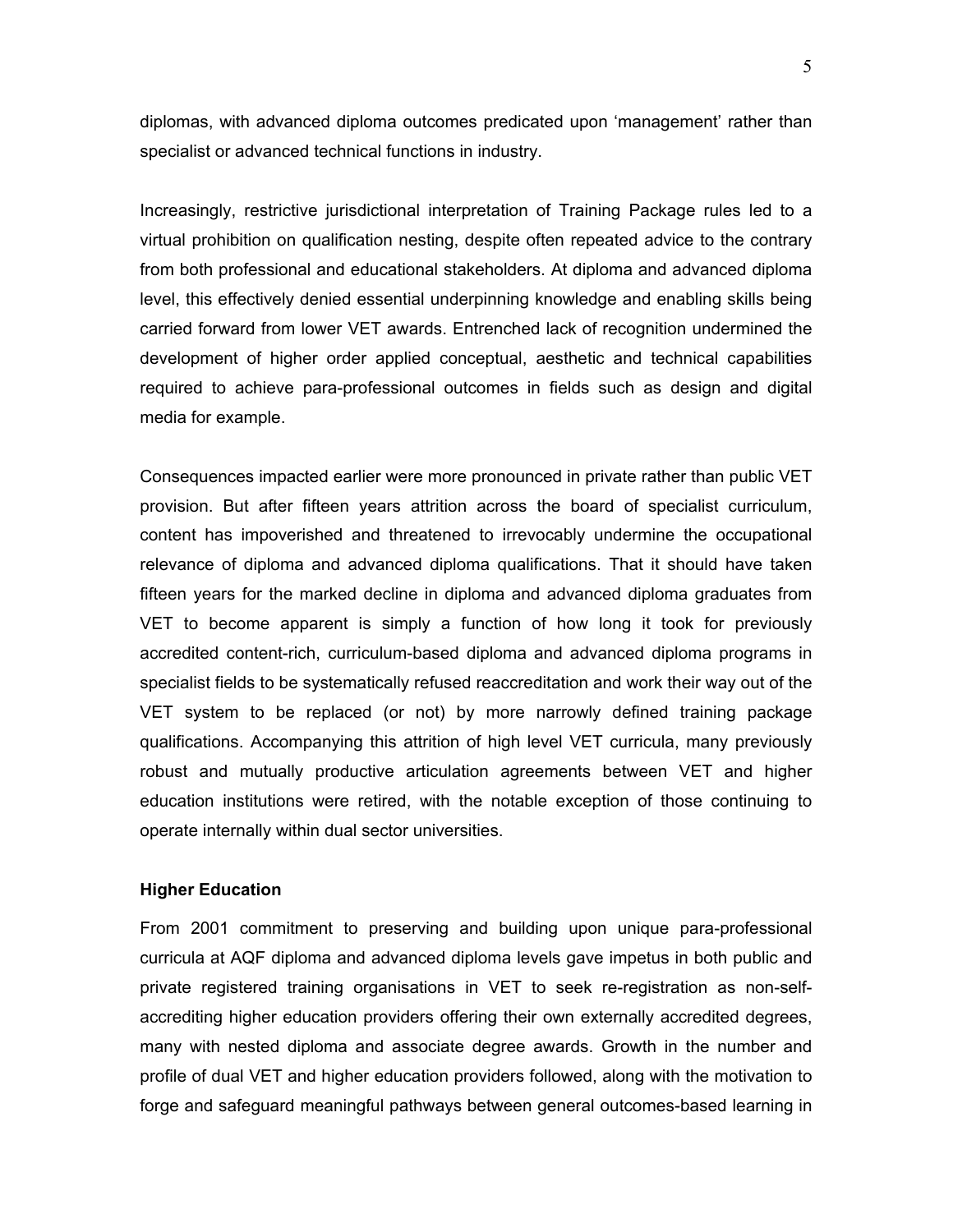diplomas, with advanced diploma outcomes predicated upon 'management' rather than specialist or advanced technical functions in industry.

Increasingly, restrictive jurisdictional interpretation of Training Package rules led to a virtual prohibition on qualification nesting, despite often repeated advice to the contrary from both professional and educational stakeholders. At diploma and advanced diploma level, this effectively denied essential underpinning knowledge and enabling skills being carried forward from lower VET awards. Entrenched lack of recognition undermined the development of higher order applied conceptual, aesthetic and technical capabilities required to achieve para-professional outcomes in fields such as design and digital media for example.

Consequences impacted earlier were more pronounced in private rather than public VET provision. But after fifteen years attrition across the board of specialist curriculum, content has impoverished and threatened to irrevocably undermine the occupational relevance of diploma and advanced diploma qualifications. That it should have taken fifteen years for the marked decline in diploma and advanced diploma graduates from VET to become apparent is simply a function of how long it took for previously accredited content-rich, curriculum-based diploma and advanced diploma programs in specialist fields to be systematically refused reaccreditation and work their way out of the VET system to be replaced (or not) by more narrowly defined training package qualifications. Accompanying this attrition of high level VET curricula, many previously robust and mutually productive articulation agreements between VET and higher education institutions were retired, with the notable exception of those continuing to operate internally within dual sector universities.

**Higher Education**

From 2001 commitment to preserving and building upon unique para-professional curricula at AQF diploma and advanced diploma levels gave impetus in both public and private registered training organisations in VET to seek re-registration as non-self-accrediting higher education providers offering their own externally accredited degrees, many with nested diploma and associate degree awards. Growth in the number and profile of dual VET and higher education providers followed, along with the motivation to forge and safeguard meaningful pathways between general outcomes-based learning in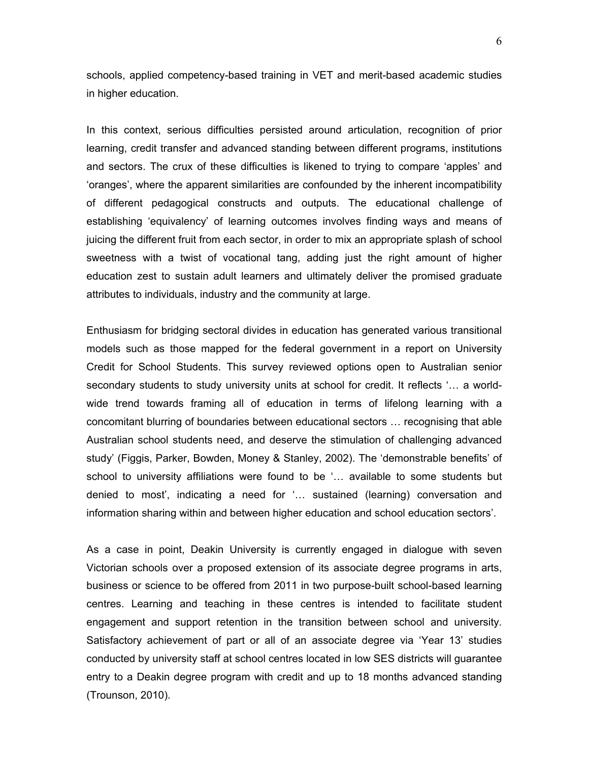schools, applied competency-based training in VET and merit-based academic studies in higher education.

In this context, serious difficulties persisted around articulation, recognition of prior learning, credit transfer and advanced standing between different programs, institutions and sectors. The crux of these difficulties is likened to trying to compare 'apples' and 'oranges', where the apparent similarities are confounded by the inherent incompatibility of different pedagogical constructs and outputs. The educational challenge of establishing 'equivalency' of learning outcomes involves finding ways and means of juicing the different fruit from each sector, in order to mix an appropriate splash of school sweetness with a twist of vocational tang, adding just the right amount of higher education zest to sustain adult learners and ultimately deliver the promised graduate attributes to individuals, industry and the community at large.

Enthusiasm for bridging sectoral divides in education has generated various transitional models such as those mapped for the federal government in a report on University Credit for School Students. This survey reviewed options open to Australian senior secondary students to study university units at school for credit. It reflects '… a world-wide trend towards framing all of education in terms of lifelong learning with a concomitant blurring of boundaries between educational sectors … recognising that able Australian school students need, and deserve the stimulation of challenging advanced study' (Figgis, Parker, Bowden, Money & Stanley, 2002). The 'demonstrable benefits' of school to university affiliations were found to be '… available to some students but denied to most', indicating a need for '… sustained (learning) conversation and information sharing within and between higher education and school education sectors'.

As a case in point, Deakin University is currently engaged in dialogue with seven Victorian schools over a proposed extension of its associate degree programs in arts, business or science to be offered from 2011 in two purpose-built school-based learning centres. Learning and teaching in these centres is intended to facilitate student engagement and support retention in the transition between school and university. Satisfactory achievement of part or all of an associate degree via 'Year 13' studies conducted by university staff at school centres located in low SES districts will guarantee entry to a Deakin degree program with credit and up to 18 months advanced standing (Trounson, 2010).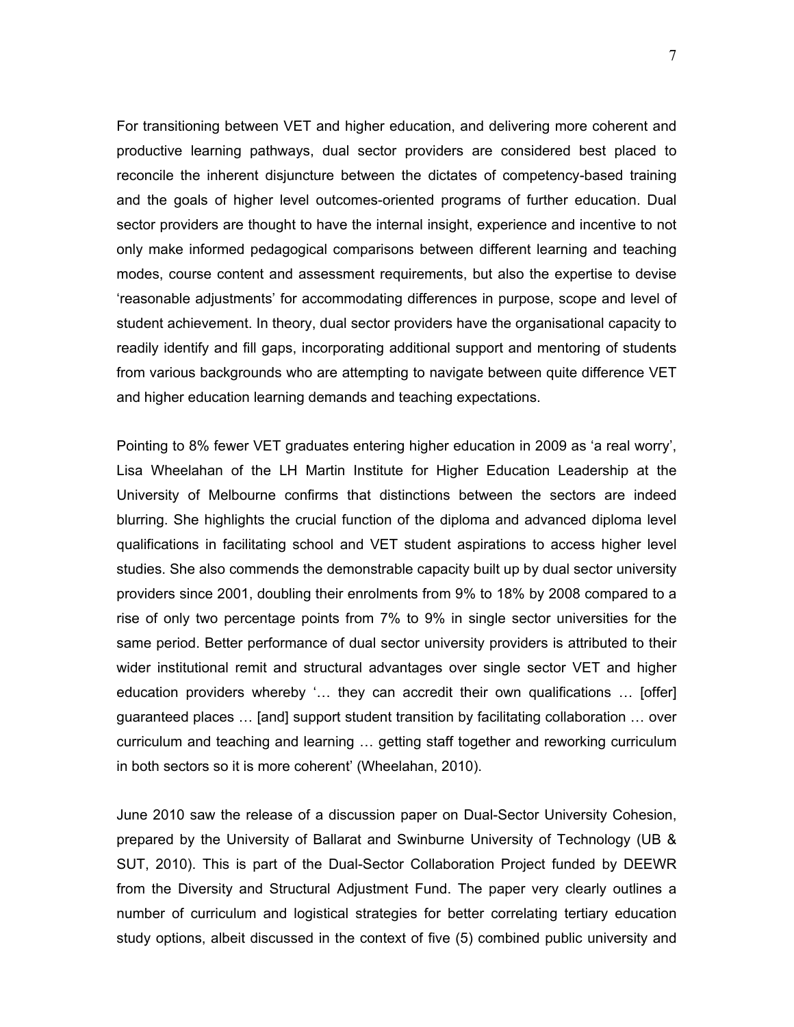For transitioning between VET and higher education, and delivering more coherent and productive learning pathways, dual sector providers are considered best placed to reconcile the inherent disjuncture between the dictates of competency-based training and the goals of higher level outcomes-oriented programs of further education. Dual sector providers are thought to have the internal insight, experience and incentive to not only make informed pedagogical comparisons between different learning and teaching modes, course content and assessment requirements, but also the expertise to devise 'reasonable adjustments' for accommodating differences in purpose, scope and level of student achievement. In theory, dual sector providers have the organisational capacity to readily identify and fill gaps, incorporating additional support and mentoring of students from various backgrounds who are attempting to navigate between quite difference VET and higher education learning demands and teaching expectations.

Pointing to 8% fewer VET graduates entering higher education in 2009 as 'a real worry', Lisa Wheelahan of the LH Martin Institute for Higher Education Leadership at the University of Melbourne confirms that distinctions between the sectors are indeed blurring. She highlights the crucial function of the diploma and advanced diploma level qualifications in facilitating school and VET student aspirations to access higher level studies. She also commends the demonstrable capacity built up by dual sector university providers since 2001, doubling their enrolments from 9% to 18% by 2008 compared to a rise of only two percentage points from 7% to 9% in single sector universities for the same period. Better performance of dual sector university providers is attributed to their wider institutional remit and structural advantages over single sector VET and higher education providers whereby '… they can accredit their own qualifications … [offer] guaranteed places … [and] support student transition by facilitating collaboration … over curriculum and teaching and learning … getting staff together and reworking curriculum in both sectors so it is more coherent' (Wheelahan, 2010).

June 2010 saw the release of a discussion paper on Dual-Sector University Cohesion, prepared by the University of Ballarat and Swinburne University of Technology (UB & SUT, 2010). This is part of the Dual-Sector Collaboration Project funded by DEEWR from the Diversity and Structural Adjustment Fund. The paper very clearly outlines a number of curriculum and logistical strategies for better correlating tertiary education study options, albeit discussed in the context of five (5) combined public university and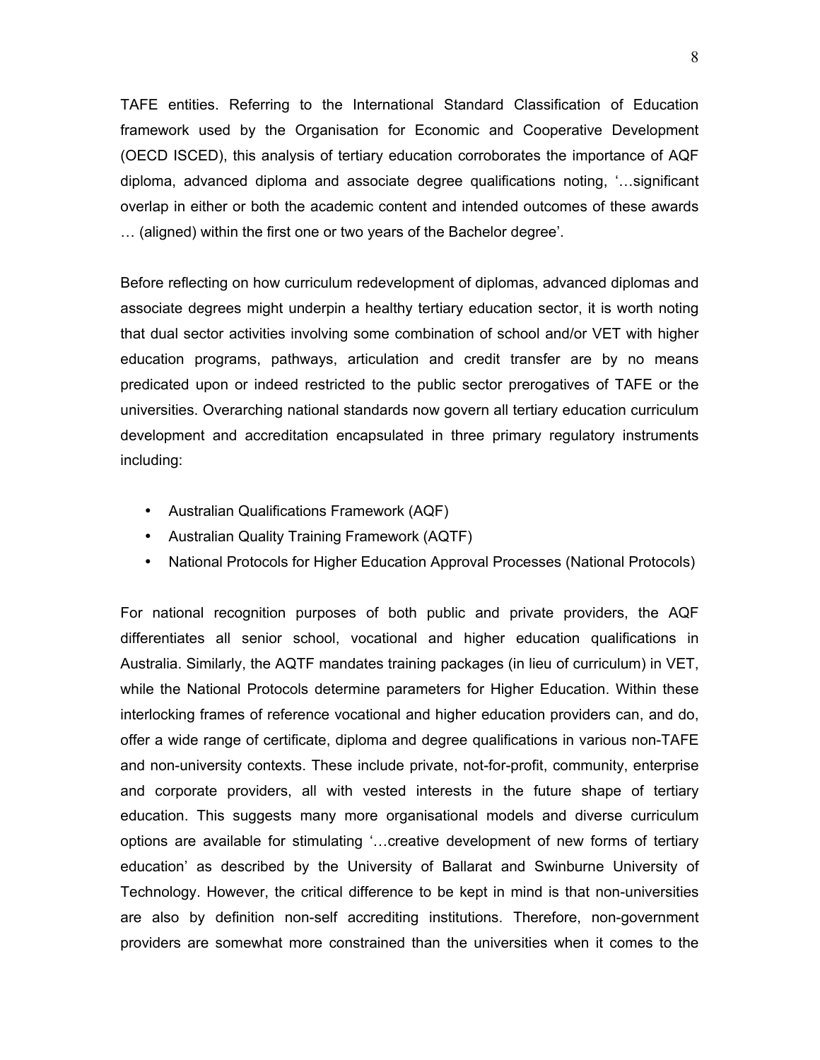TAFE entities. Referring to the International Standard Classification of Education framework used by the Organisation for Economic and Cooperative Development (OECD ISCED), this analysis of tertiary education corroborates the importance of AQF diploma, advanced diploma and associate degree qualifications noting, '…significant overlap in either or both the academic content and intended outcomes of these awards … (aligned) within the first one or two years of the Bachelor degree'.

Before reflecting on how curriculum redevelopment of diplomas, advanced diplomas and associate degrees might underpin a healthy tertiary education sector, it is worth noting that dual sector activities involving some combination of school and/or VET with higher education programs, pathways, articulation and credit transfer are by no means predicated upon or indeed restricted to the public sector prerogatives of TAFE or the universities. Overarching national standards now govern all tertiary education curriculum development and accreditation encapsulated in three primary regulatory instruments including:

- Australian Qualifications Framework (AQF)
- Australian Quality Training Framework (AQTF)
- National Protocols for Higher Education Approval Processes (National Protocols)

For national recognition purposes of both public and private providers, the AQF differentiates all senior school, vocational and higher education qualifications in Australia. Similarly, the AQTF mandates training packages (in lieu of curriculum) in VET, while the National Protocols determine parameters for Higher Education. Within these interlocking frames of reference vocational and higher education providers can, and do, offer a wide range of certificate, diploma and degree qualifications in various non-TAFE and non-university contexts. These include private, not-for-profit, community, enterprise and corporate providers, all with vested interests in the future shape of tertiary education. This suggests many more organisational models and diverse curriculum options are available for stimulating '…creative development of new forms of tertiary education' as described by the University of Ballarat and Swinburne University of Technology. However, the critical difference to be kept in mind is that non-universities are also by definition non-self accrediting institutions. Therefore, non-government providers are somewhat more constrained than the universities when it comes to the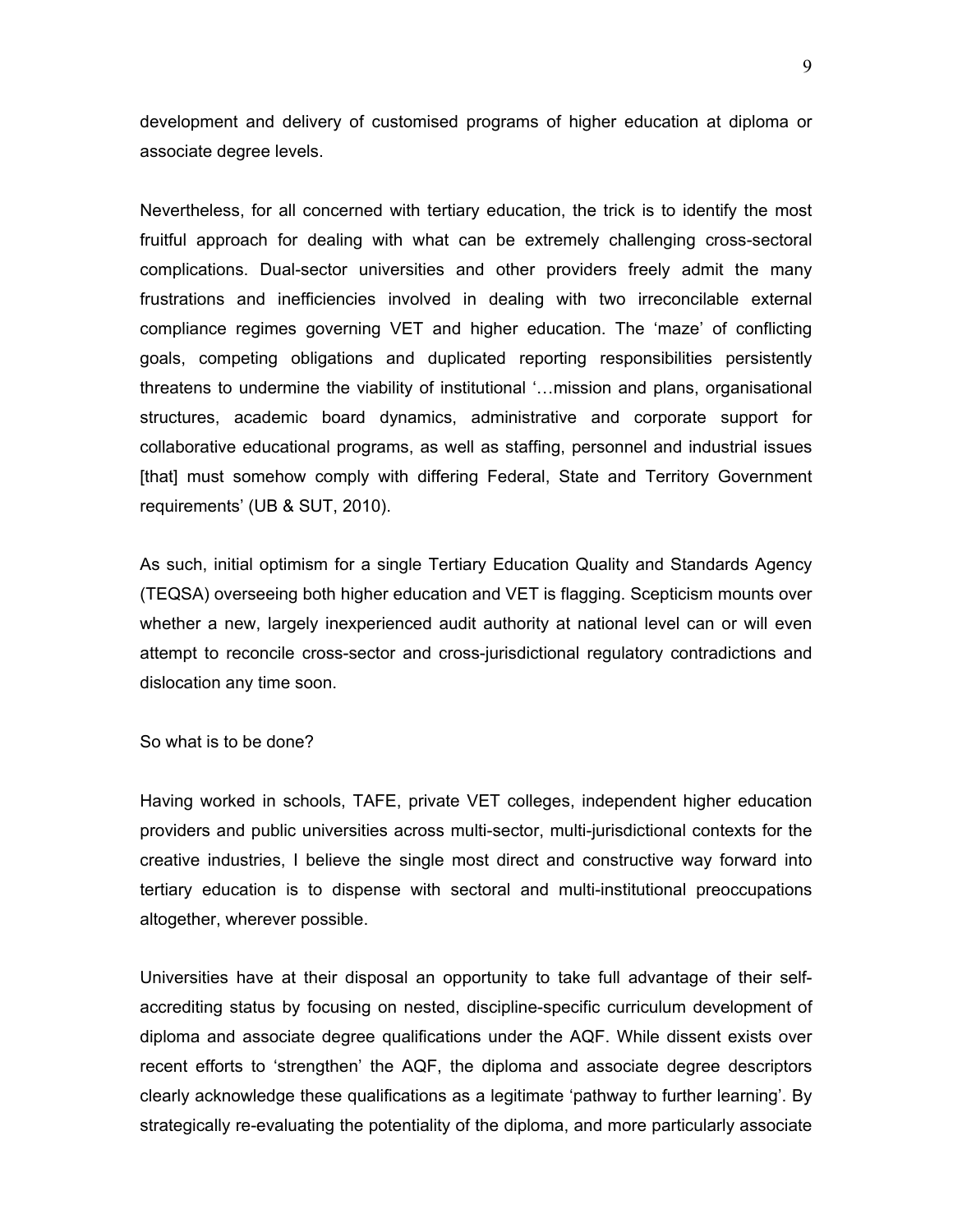development and delivery of customised programs of higher education at diploma or associate degree levels.

Nevertheless, for all concerned with tertiary education, the trick is to identify the most fruitful approach for dealing with what can be extremely challenging cross-sectoral complications. Dual-sector universities and other providers freely admit the many frustrations and inefficiencies involved in dealing with two irreconcilable external compliance regimes governing VET and higher education. The 'maze' of conflicting goals, competing obligations and duplicated reporting responsibilities persistently threatens to undermine the viability of institutional '…mission and plans, organisational structures, academic board dynamics, administrative and corporate support for collaborative educational programs, as well as staffing, personnel and industrial issues [that] must somehow comply with differing Federal, State and Territory Government requirements' (UB & SUT, 2010).

As such, initial optimism for a single Tertiary Education Quality and Standards Agency (TEQSA) overseeing both higher education and VET is flagging. Scepticism mounts over whether a new, largely inexperienced audit authority at national level can or will even attempt to reconcile cross-sector and cross-jurisdictional regulatory contradictions and dislocation any time soon.

So what is to be done?

Having worked in schools, TAFE, private VET colleges, independent higher education providers and public universities across multi-sector, multi-jurisdictional contexts for the creative industries, I believe the single most direct and constructive way forward into tertiary education is to dispense with sectoral and multi-institutional preoccupations altogether, wherever possible.

Universities have at their disposal an opportunity to take full advantage of their self-accrediting status by focusing on nested, discipline-specific curriculum development of diploma and associate degree qualifications under the AQF. While dissent exists over recent efforts to 'strengthen' the AQF, the diploma and associate degree descriptors clearly acknowledge these qualifications as a legitimate 'pathway to further learning'. By strategically re-evaluating the potentiality of the diploma, and more particularly associate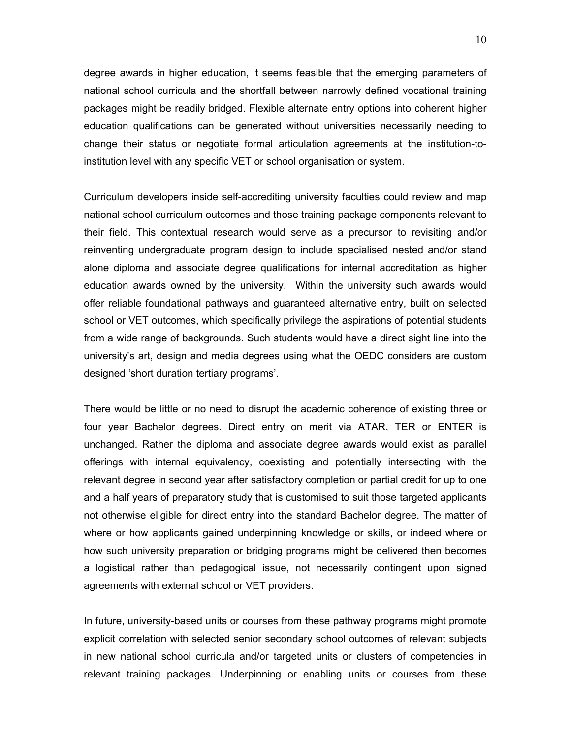degree awards in higher education, it seems feasible that the emerging parameters of national school curricula and the shortfall between narrowly defined vocational training packages might be readily bridged. Flexible alternate entry options into coherent higher education qualifications can be generated without universities necessarily needing to change their status or negotiate formal articulation agreements at the institution-to-institution level with any specific VET or school organisation or system.

Curriculum developers inside self-accrediting university faculties could review and map national school curriculum outcomes and those training package components relevant to their field. This contextual research would serve as a precursor to revisiting and/or reinventing undergraduate program design to include specialised nested and/or stand alone diploma and associate degree qualifications for internal accreditation as higher education awards owned by the university. Within the university such awards would offer reliable foundational pathways and guaranteed alternative entry, built on selected school or VET outcomes, which specifically privilege the aspirations of potential students from a wide range of backgrounds. Such students would have a direct sight line into the university's art, design and media degrees using what the OEDC considers are custom designed 'short duration tertiary programs'.

There would be little or no need to disrupt the academic coherence of existing three or four year Bachelor degrees. Direct entry on merit via ATAR, TER or ENTER is unchanged. Rather the diploma and associate degree awards would exist as parallel offerings with internal equivalency, coexisting and potentially intersecting with the relevant degree in second year after satisfactory completion or partial credit for up to one and a half years of preparatory study that is customised to suit those targeted applicants not otherwise eligible for direct entry into the standard Bachelor degree. The matter of where or how applicants gained underpinning knowledge or skills, or indeed where or how such university preparation or bridging programs might be delivered then becomes a logistical rather than pedagogical issue, not necessarily contingent upon signed agreements with external school or VET providers.

In future, university-based units or courses from these pathway programs might promote explicit correlation with selected senior secondary school outcomes of relevant subjects in new national school curricula and/or targeted units or clusters of competencies in relevant training packages. Underpinning or enabling units or courses from these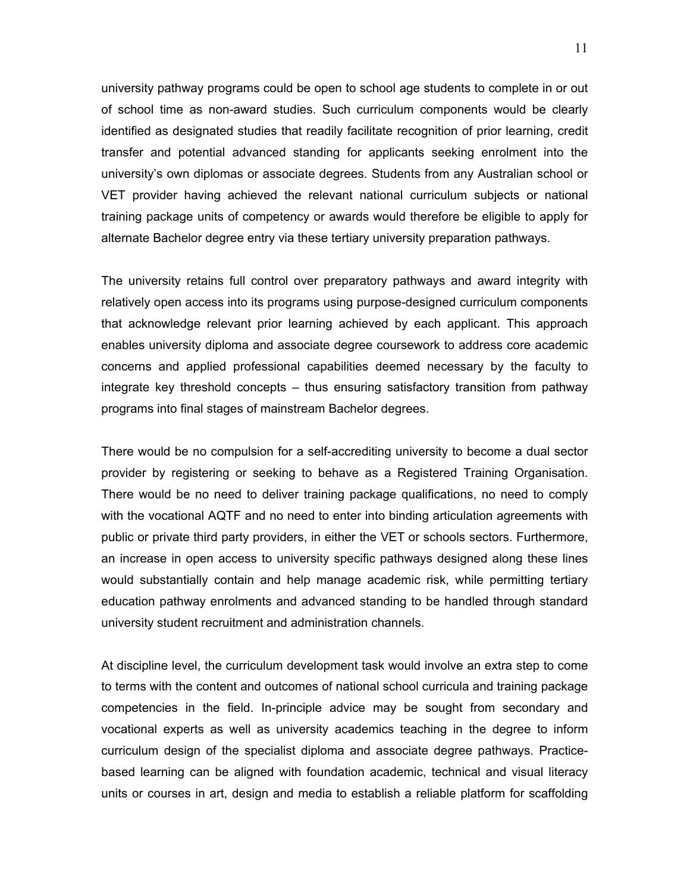university pathway programs could be open to school age students to complete in or out of school time as non-award studies. Such curriculum components would be clearly identified as designated studies that readily facilitate recognition of prior learning, credit transfer and potential advanced standing for applicants seeking enrolment into the university's own diplomas or associate degrees. Students from any Australian school or VET provider having achieved the relevant national curriculum subjects or national training package units of competency or awards would therefore be eligible to apply for alternate Bachelor degree entry via these tertiary university preparation pathways.

The university retains full control over preparatory pathways and award integrity with relatively open access into its programs using purpose-designed curriculum components that acknowledge relevant prior learning achieved by each applicant. This approach enables university diploma and associate degree coursework to address core academic concerns and applied professional capabilities deemed necessary by the faculty to integrate key threshold concepts – thus ensuring satisfactory transition from pathway programs into final stages of mainstream Bachelor degrees.

There would be no compulsion for a self-accrediting university to become a dual sector provider by registering or seeking to behave as a Registered Training Organisation. There would be no need to deliver training package qualifications, no need to comply with the vocational AQTF and no need to enter into binding articulation agreements with public or private third party providers, in either the VET or schools sectors. Furthermore, an increase in open access to university specific pathways designed along these lines would substantially contain and help manage academic risk, while permitting tertiary education pathway enrolments and advanced standing to be handled through standard university student recruitment and administration channels.

At discipline level, the curriculum development task would involve an extra step to come to terms with the content and outcomes of national school curricula and training package competencies in the field. In-principle advice may be sought from secondary and vocational experts as well as university academics teaching in the degree to inform curriculum design of the specialist diploma and associate degree pathways. Practice-based learning can be aligned with foundation academic, technical and visual literacy units or courses in art, design and media to establish a reliable platform for scaffolding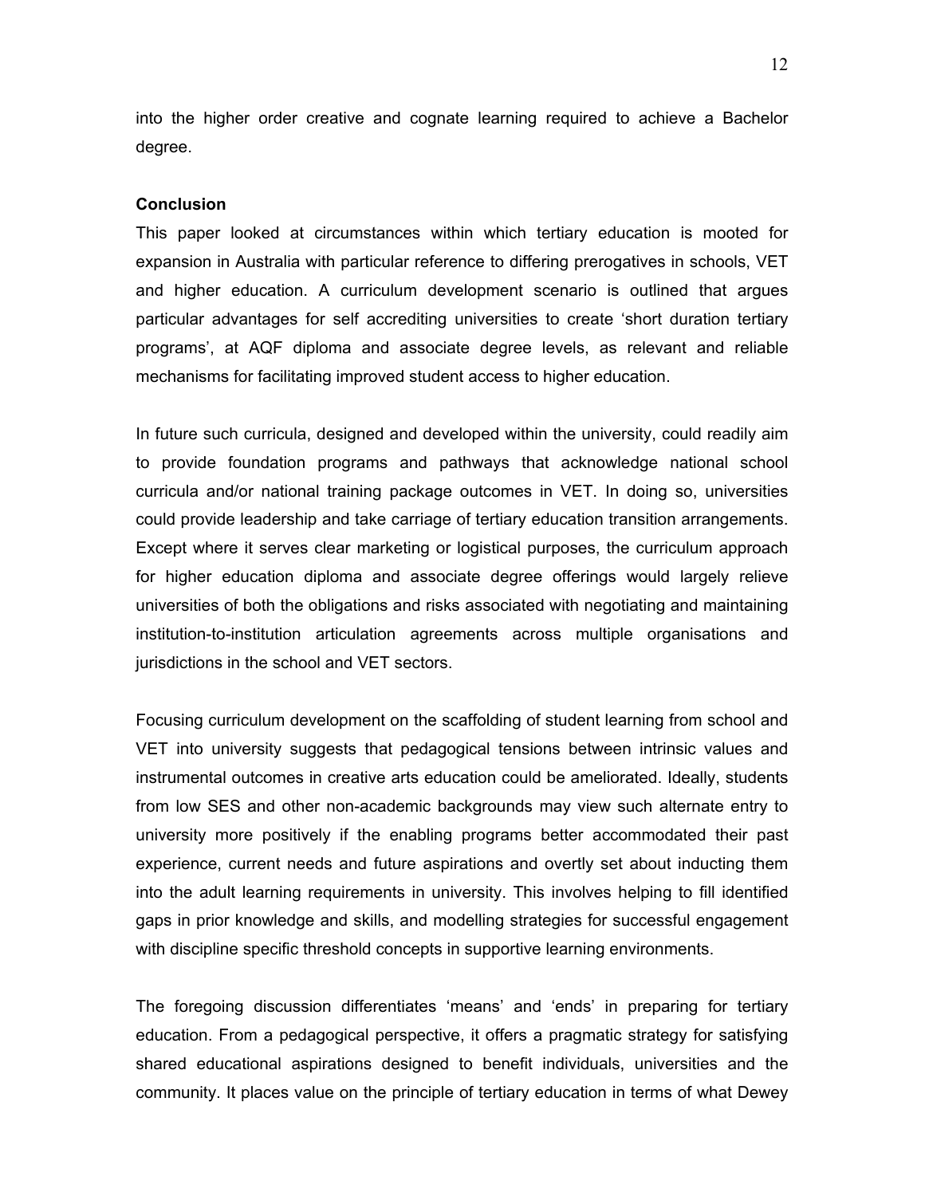into the higher order creative and cognate learning required to achieve a Bachelor degree.

**Conclusion**

This paper looked at circumstances within which tertiary education is mooted for expansion in Australia with particular reference to differing prerogatives in schools, VET and higher education. A curriculum development scenario is outlined that argues particular advantages for self accrediting universities to create 'short duration tertiary programs', at AQF diploma and associate degree levels, as relevant and reliable mechanisms for facilitating improved student access to higher education.

In future such curricula, designed and developed within the university, could readily aim to provide foundation programs and pathways that acknowledge national school curricula and/or national training package outcomes in VET. In doing so, universities could provide leadership and take carriage of tertiary education transition arrangements. Except where it serves clear marketing or logistical purposes, the curriculum approach for higher education diploma and associate degree offerings would largely relieve universities of both the obligations and risks associated with negotiating and maintaining institution-to-institution articulation agreements across multiple organisations and jurisdictions in the school and VET sectors.

Focusing curriculum development on the scaffolding of student learning from school and VET into university suggests that pedagogical tensions between intrinsic values and instrumental outcomes in creative arts education could be ameliorated. Ideally, students from low SES and other non-academic backgrounds may view such alternate entry to university more positively if the enabling programs better accommodated their past experience, current needs and future aspirations and overtly set about inducting them into the adult learning requirements in university. This involves helping to fill identified gaps in prior knowledge and skills, and modelling strategies for successful engagement with discipline specific threshold concepts in supportive learning environments.

The foregoing discussion differentiates 'means' and 'ends' in preparing for tertiary education. From a pedagogical perspective, it offers a pragmatic strategy for satisfying shared educational aspirations designed to benefit individuals, universities and the community. It places value on the principle of tertiary education in terms of what Dewey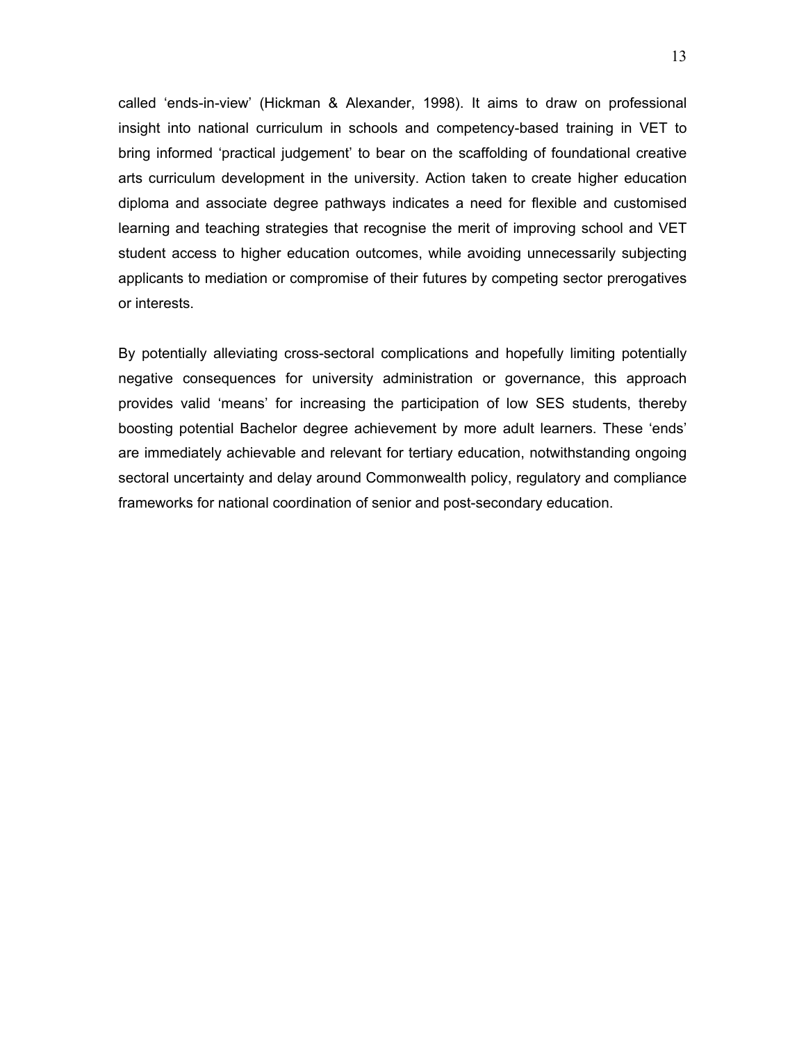called ‘ends-in-view’ (Hickman & Alexander, 1998). It aims to draw on professional insight into national curriculum in schools and competency-based training in VET to bring informed ‘practical judgement’ to bear on the scaffolding of foundational creative arts curriculum development in the university. Action taken to create higher education diploma and associate degree pathways indicates a need for flexible and customised learning and teaching strategies that recognise the merit of improving school and VET student access to higher education outcomes, while avoiding unnecessarily subjecting applicants to mediation or compromise of their futures by competing sector prerogatives or interests.

By potentially alleviating cross-sectoral complications and hopefully limiting potentially negative consequences for university administration or governance, this approach provides valid ‘means’ for increasing the participation of low SES students, thereby boosting potential Bachelor degree achievement by more adult learners. These ‘ends’ are immediately achievable and relevant for tertiary education, notwithstanding ongoing sectoral uncertainty and delay around Commonwealth policy, regulatory and compliance frameworks for national coordination of senior and post-secondary education.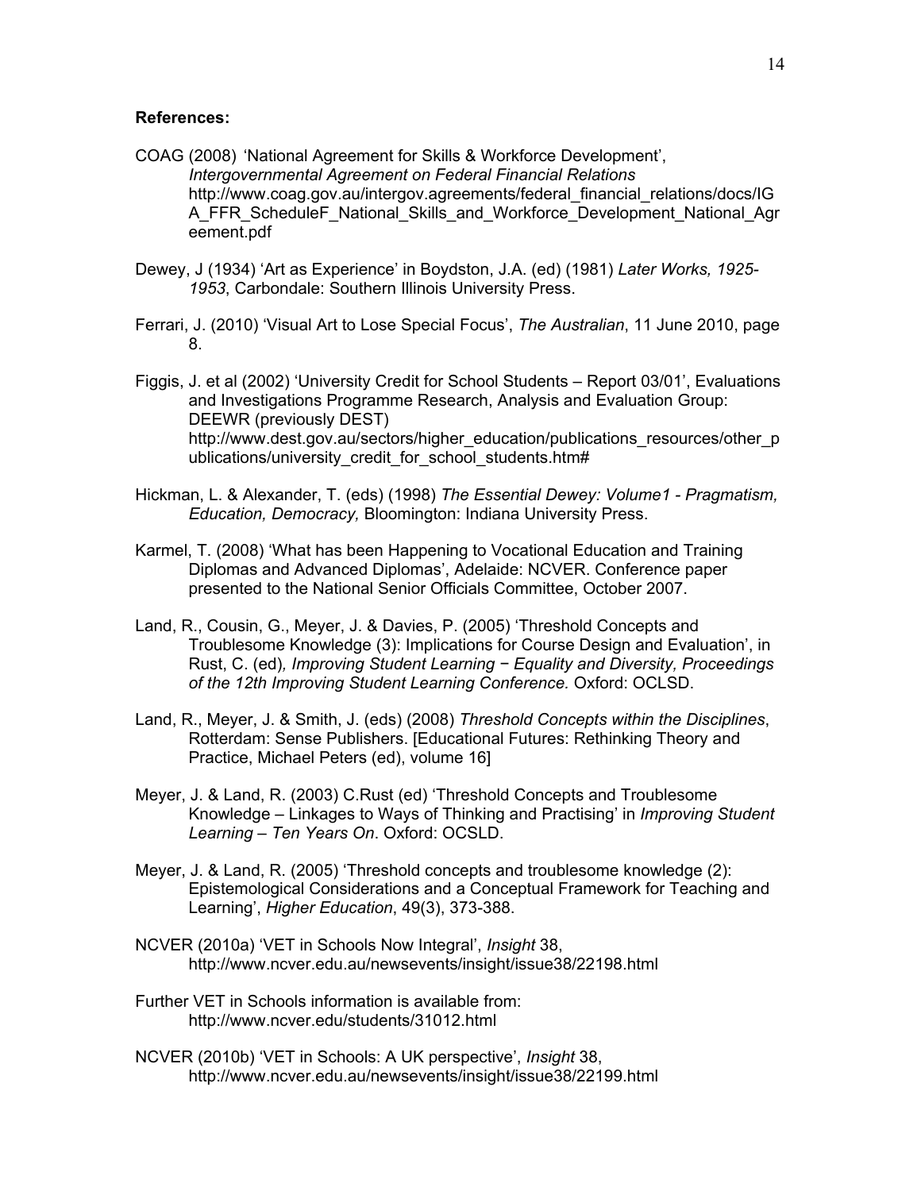**References:**

COAG (2008) 'National Agreement for Skills & Workforce Development', *Intergovernmental Agreement on Federal Financial Relations* http://www.coag.gov.au/intergov.agreements/federal_financial_relations/docs/IGA_FFR_ScheduleF_National_Skills_and_Workforce_Development_National_Agreement.pdf

Dewey, J (1934) 'Art as Experience' in Boydston, J.A. (ed) (1981) *Later Works, 1925-1953*, Carbondale: Southern Illinois University Press.

Ferrari, J. (2010) 'Visual Art to Lose Special Focus', *The Australian*, 11 June 2010, page 8.

Figgis, J. et al (2002) 'University Credit for School Students – Report 03/01', Evaluations and Investigations Programme Research, Analysis and Evaluation Group: DEEWR (previously DEST) http://www.dest.gov.au/sectors/higher_education/publications_resources/other_publications/university_credit_for_school_students.htm#

Hickman, L. & Alexander, T. (eds) (1998) *The Essential Dewey: Volume1 - Pragmatism, Education, Democracy,* Bloomington: Indiana University Press.

Karmel, T. (2008) 'What has been Happening to Vocational Education and Training Diplomas and Advanced Diplomas', Adelaide: NCVER. Conference paper presented to the National Senior Officials Committee, October 2007.

Land, R., Cousin, G., Meyer, J. & Davies, P. (2005) 'Threshold Concepts and Troublesome Knowledge (3): Implications for Course Design and Evaluation', in Rust, C. (ed)*, Improving Student Learning − Equality and Diversity, Proceedings of the 12th Improving Student Learning Conference.* Oxford: OCLSD.

Land, R., Meyer, J. & Smith, J. (eds) (2008) *Threshold Concepts within the Disciplines*, Rotterdam: Sense Publishers. [Educational Futures: Rethinking Theory and Practice, Michael Peters (ed), volume 16]

Meyer, J. & Land, R. (2003) C.Rust (ed) 'Threshold Concepts and Troublesome Knowledge – Linkages to Ways of Thinking and Practising' in *Improving Student Learning – Ten Years On*. Oxford: OCSLD.

Meyer, J. & Land, R. (2005) 'Threshold concepts and troublesome knowledge (2): Epistemological Considerations and a Conceptual Framework for Teaching and Learning', *Higher Education*, 49(3), 373-388.

NCVER (2010a) 'VET in Schools Now Integral', *Insight* 38, http://www.ncver.edu.au/newsevents/insight/issue38/22198.html

Further VET in Schools information is available from: http://www.ncver.edu/students/31012.html

NCVER (2010b) 'VET in Schools: A UK perspective', *Insight* 38, http://www.ncver.edu.au/newsevents/insight/issue38/22199.html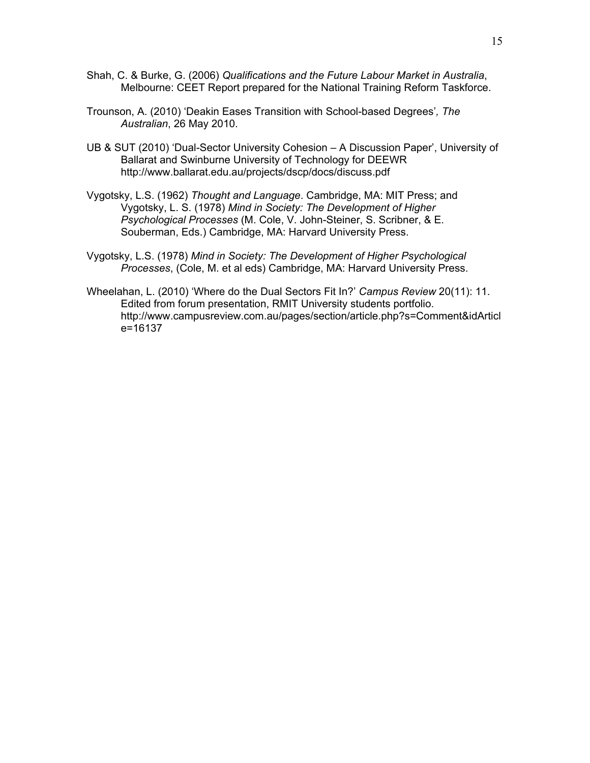Shah, C. & Burke, G. (2006) *Qualifications and the Future Labour Market in Australia*, Melbourne: CEET Report prepared for the National Training Reform Taskforce.

Trounson, A. (2010) 'Deakin Eases Transition with School-based Degrees', *The Australian*, 26 May 2010.

UB & SUT (2010) 'Dual-Sector University Cohesion – A Discussion Paper', University of Ballarat and Swinburne University of Technology for DEEWR http://www.ballarat.edu.au/projects/dscp/docs/discuss.pdf

Vygotsky, L.S. (1962) *Thought and Language*. Cambridge, MA: MIT Press; and Vygotsky, L. S. (1978) *Mind in Society: The Development of Higher Psychological Processes* (M. Cole, V. John-Steiner, S. Scribner, & E. Souberman, Eds.) Cambridge, MA: Harvard University Press.

Vygotsky, L.S. (1978) *Mind in Society: The Development of Higher Psychological Processes*, (Cole, M. et al eds) Cambridge, MA: Harvard University Press.

Wheelahan, L. (2010) 'Where do the Dual Sectors Fit In?' *Campus Review* 20(11): 11. Edited from forum presentation, RMIT University students portfolio. http://www.campusreview.com.au/pages/section/article.php?s=Comment&idArticle=16137